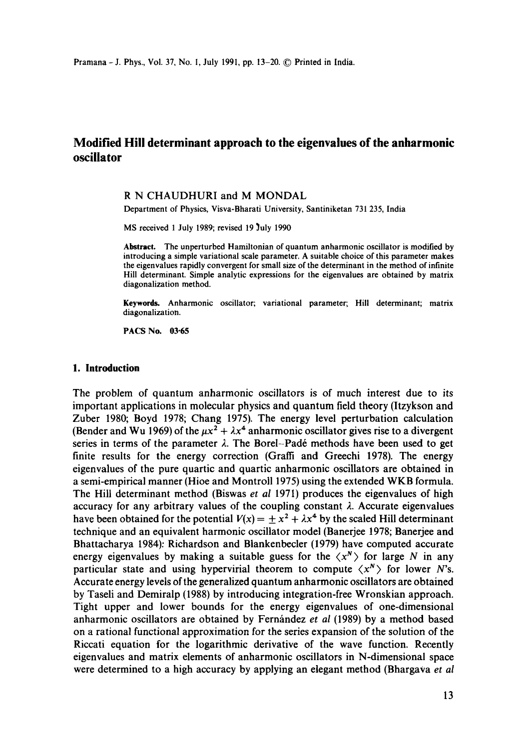# Modified Hill determinant approach to the eigenvalues of the anharmonic oscillator

R N CHAUDHURI and M MONDAL

Department of Physics, Visva-Bharati University, Santiniketan 731 235, India

MS received 1 July 1989; revised 19 July 1990

**Abstract.** The unperturbed Hamiltonian of quantum anharmonic oscillator is modified by introducing a simple variational scale parameter. A suitable choice of this parameter makes the eigenvalues rapidly convergent for small size of the determinant in the method of infinite Hill determinant. Simple analytic expressions for the eigenvalues are obtained by matrix diagonalization method.

**Keywords.** Anharmonic oscillator; variational parameter; Hill determinant; matrix diagonalization.

**PACS No.** 03·65

## 1. Introduction

The problem of quantum anharmonic oscillators is of much interest due to its important applications in molecular physics and quantum field theory (Itzykson and Zuber 1980; Boyd 1978; Chang 1975). The energy level perturbation calculation (Bender and Wu 1969) of the $\mu x^2 + \lambda x^4$ anharmonic oscillator gives rise to a divergent series in terms of the parameter $\lambda$. The Borel–Padé methods have been used to get finite results for the energy correction (Graffi and Greechi 1978). The energy eigenvalues of the pure quartic and quartic anharmonic oscillators are obtained in a semi-empirical manner (Hioe and Montroll 1975) using the extended WKB formula. The Hill determinant method (Biswas *et al* 1971) produces the eigenvalues of high accuracy for any arbitrary values of the coupling constant $\lambda$. Accurate eigenvalues have been obtained for the potential $V(x) = \pm x^2 + \lambda x^4$ by the scaled Hill determinant technique and an equivalent harmonic oscillator model (Banerjee 1978; Banerjee and Bhattacharya 1984): Richardson and Blankenbecler (1979) have computed accurate energy eigenvalues by making a suitable guess for the $\langle x^N \rangle$ for large $N$ in any particular state and using hypervirial theorem to compute $\langle x^N \rangle$ for lower $N$'s. Accurate energy levels of the generalized quantum anharmonic oscillators are obtained by Taseli and Demiralp (1988) by introducing integration-free Wronskian approach. Tight upper and lower bounds for the energy eigenvalues of one-dimensional anharmonic oscillators are obtained by Fernández *et al* (1989) by a method based on a rational functional approximation for the series expansion of the solution of the Riccati equation for the logarithmic derivative of the wave function. Recently eigenvalues and matrix elements of anharmonic oscillators in N-dimensional space were determined to a high accuracy by applying an elegant method (Bhargava *et al*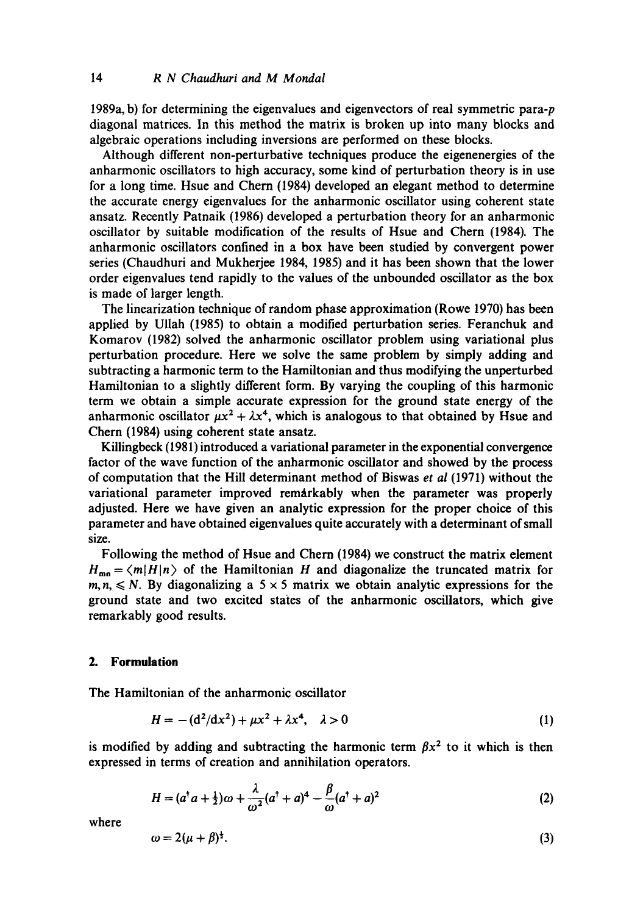1989a, b) for determining the eigenvalues and eigenvectors of real symmetric para-$p$ diagonal matrices. In this method the matrix is broken up into many blocks and algebraic operations including inversions are performed on these blocks.

Although different non-perturbative techniques produce the eigenenergies of the anharmonic oscillators to high accuracy, some kind of perturbation theory is in use for a long time. Hsue and Chern (1984) developed an elegant method to determine the accurate energy eigenvalues for the anharmonic oscillator using coherent state ansatz. Recently Patnaik (1986) developed a perturbation theory for an anharmonic oscillator by suitable modification of the results of Hsue and Chern (1984). The anharmonic oscillators confined in a box have been studied by convergent power series (Chaudhuri and Mukherjee 1984, 1985) and it has been shown that the lower order eigenvalues tend rapidly to the values of the unbounded oscillator as the box is made of larger length.

The linearization technique of random phase approximation (Rowe 1970) has been applied by Ullah (1985) to obtain a modified perturbation series. Feranchuk and Komarov (1982) solved the anharmonic oscillator problem using variational plus perturbation procedure. Here we solve the same problem by simply adding and subtracting a harmonic term to the Hamiltonian and thus modifying the unperturbed Hamiltonian to a slightly different form. By varying the coupling of this harmonic term we obtain a simple accurate expression for the ground state energy of the anharmonic oscillator $\mu x^2 + \lambda x^4$, which is analogous to that obtained by Hsue and Chern (1984) using coherent state ansatz.

Killingbeck (1981) introduced a variational parameter in the exponential convergence factor of the wave function of the anharmonic oscillator and showed by the process of computation that the Hill determinant method of Biswas *et al* (1971) without the variational parameter improved remarkably when the parameter was properly adjusted. Here we have given an analytic expression for the proper choice of this parameter and have obtained eigenvalues quite accurately with a determinant of small size.

Following the method of Hsue and Chern (1984) we construct the matrix element $H_{mn} = \langle m|H|n\rangle$ of the Hamiltonian $H$ and diagonalize the truncated matrix for $m, n, \leqslant N$. By diagonalizing a $5 \times 5$ matrix we obtain analytic expressions for the ground state and two excited states of the anharmonic oscillators, which give remarkably good results.

## 2. Formulation

The Hamiltonian of the anharmonic oscillator

$$H = -(\mathrm{d}^2/\mathrm{d}x^2) + \mu x^2 + \lambda x^4, \quad \lambda > 0 \tag{1}$$

is modified by adding and subtracting the harmonic term $\beta x^2$ to it which is then expressed in terms of creation and annihilation operators.

$$H = (a^\dagger a + \tfrac{1}{2})\omega + \frac{\lambda}{\omega^2}(a^\dagger + a)^4 - \frac{\beta}{\omega}(a^\dagger + a)^2 \tag{2}$$

where

$$\omega = 2(\mu + \beta)^{\frac{1}{2}}. \tag{3}$$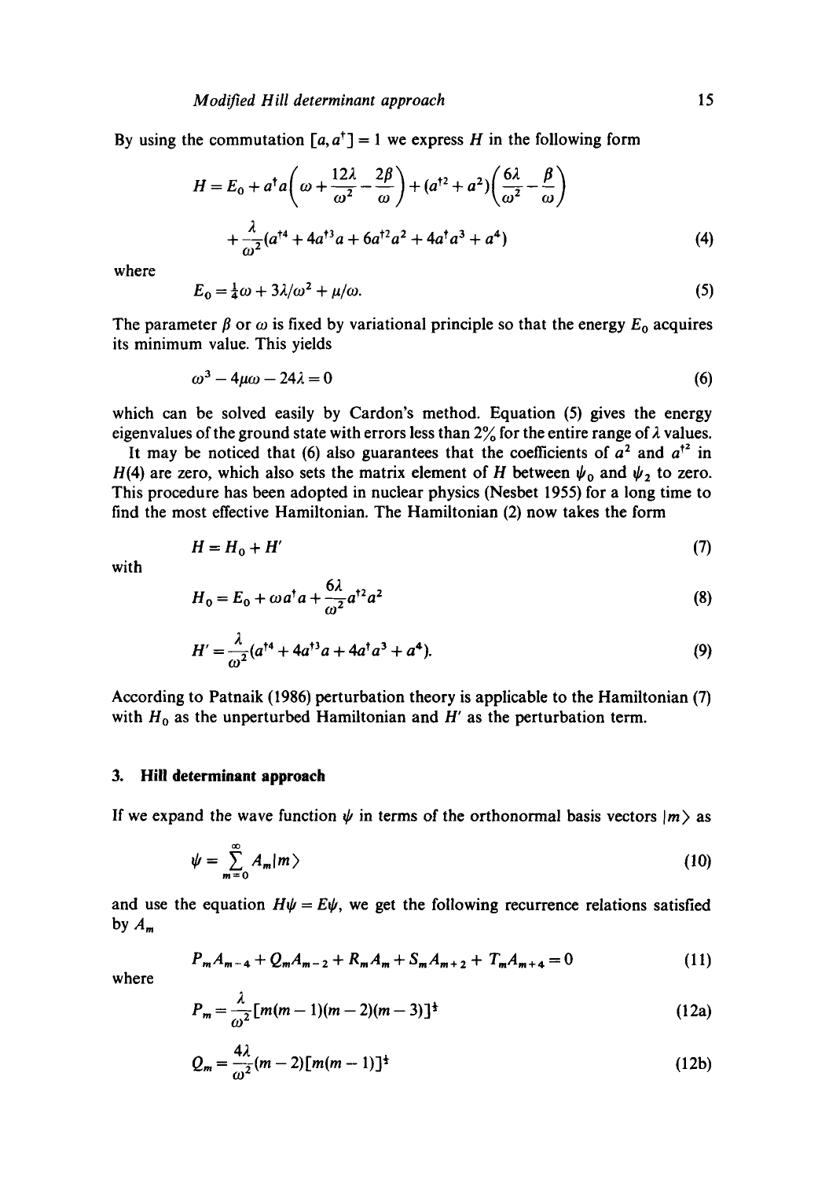By using the commutation $[a, a^\dagger] = 1$ we express $H$ in the following form

$$H = E_0 + a^\dagger a\left(\omega + \frac{12\lambda}{\omega^2} - \frac{2\beta}{\omega}\right) + (a^{\dagger 2} + a^2)\left(\frac{6\lambda}{\omega^2} - \frac{\beta}{\omega}\right)$$
$$+ \frac{\lambda}{\omega^2}(a^{\dagger 4} + 4a^{\dagger 3}a + 6a^{\dagger 2}a^2 + 4a^\dagger a^3 + a^4) \tag{4}$$

where

$$E_0 = \tfrac{1}{4}\omega + 3\lambda/\omega^2 + \mu/\omega. \tag{5}$$

The parameter $\beta$ or $\omega$ is fixed by variational principle so that the energy $E_0$ acquires its minimum value. This yields

$$\omega^3 - 4\mu\omega - 24\lambda = 0 \tag{6}$$

which can be solved easily by Cardon's method. Equation (5) gives the energy eigenvalues of the ground state with errors less than 2% for the entire range of $\lambda$ values.

It may be noticed that (6) also guarantees that the coefficients of $a^2$ and $a^{\dagger 2}$ in $H(4)$ are zero, which also sets the matrix element of $H$ between $\psi_0$ and $\psi_2$ to zero. This procedure has been adopted in nuclear physics (Nesbet 1955) for a long time to find the most effective Hamiltonian. The Hamiltonian (2) now takes the form

$$H = H_0 + H' \tag{7}$$

with

$$H_0 = E_0 + \omega a^\dagger a + \frac{6\lambda}{\omega^2}a^{\dagger 2}a^2 \tag{8}$$

$$H' = \frac{\lambda}{\omega^2}(a^{\dagger 4} + 4a^{\dagger 3}a + 4a^\dagger a^3 + a^4). \tag{9}$$

According to Patnaik (1986) perturbation theory is applicable to the Hamiltonian (7) with $H_0$ as the unperturbed Hamiltonian and $H'$ as the perturbation term.

## 3. Hill determinant approach

If we expand the wave function $\psi$ in terms of the orthonormal basis vectors $|m\rangle$ as

$$\psi = \sum_{m=0}^{\infty} A_m|m\rangle \tag{10}$$

and use the equation $H\psi = E\psi$, we get the following recurrence relations satisfied by $A_m$

$$P_m A_{m-4} + Q_m A_{m-2} + R_m A_m + S_m A_{m+2} + T_m A_{m+4} = 0 \tag{11}$$

where

$$P_m = \frac{\lambda}{\omega^2}[m(m-1)(m-2)(m-3)]^{\frac{1}{2}} \tag{12a}$$

$$Q_m = \frac{4\lambda}{\omega^2}(m-2)[m(m-1)]^{\frac{1}{2}} \tag{12b}$$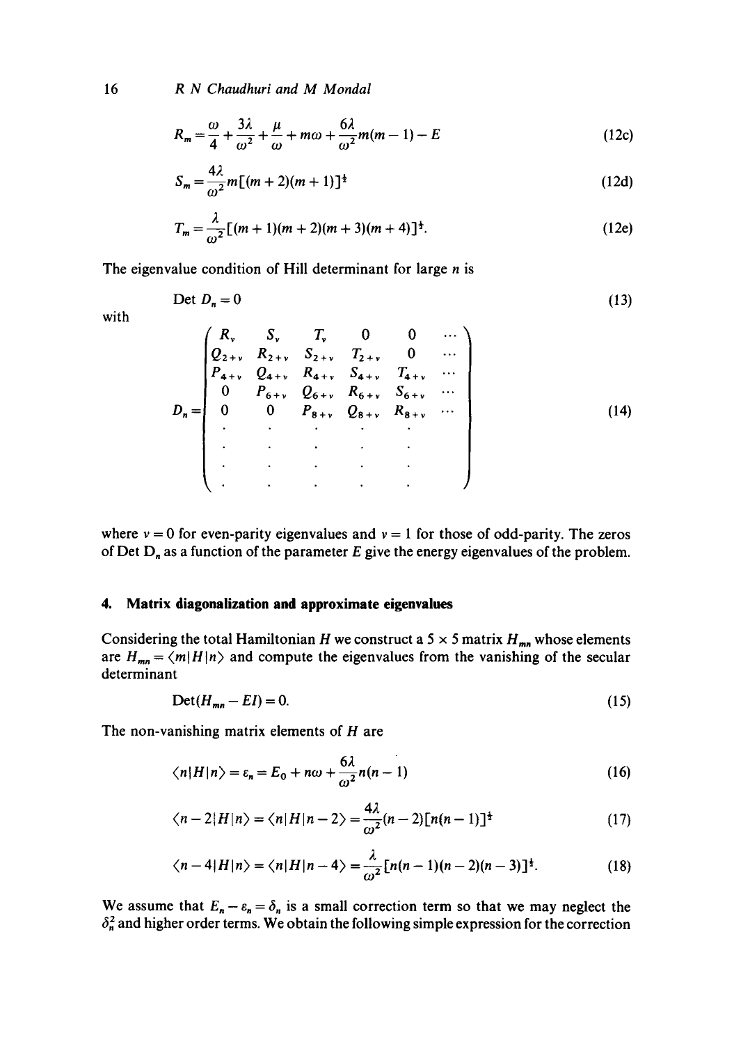$$R_m = \frac{\omega}{4} + \frac{3\lambda}{\omega^2} + \frac{\mu}{\omega} + m\omega + \frac{6\lambda}{\omega^2}m(m-1) - E \tag{12c}$$

$$S_m = \frac{4\lambda}{\omega^2}m[(m+2)(m+1)]^{\frac{1}{2}} \tag{12d}$$

$$T_m = \frac{\lambda}{\omega^2}[(m+1)(m+2)(m+3)(m+4)]^{\frac{1}{2}}. \tag{12e}$$

The eigenvalue condition of Hill determinant for large $n$ is

$$\operatorname{Det} D_n = 0 \tag{13}$$

with

$$D_n = \begin{pmatrix} R_\nu & S_\nu & T_\nu & 0 & 0 & \cdots \\ Q_{2+\nu} & R_{2+\nu} & S_{2+\nu} & T_{2+\nu} & 0 & \cdots \\ P_{4+\nu} & Q_{4+\nu} & R_{4+\nu} & S_{4+\nu} & T_{4+\nu} & \cdots \\ 0 & P_{6+\nu} & Q_{6+\nu} & R_{6+\nu} & S_{6+\nu} & \cdots \\ 0 & 0 & P_{8+\nu} & Q_{8+\nu} & R_{8+\nu} & \cdots \\ \cdot & \cdot & \cdot & \cdot & \cdot & \\ \cdot & \cdot & \cdot & \cdot & \cdot & \\ \cdot & \cdot & \cdot & \cdot & \cdot & \\ \cdot & \cdot & \cdot & \cdot & \cdot & \end{pmatrix} \tag{14}$$

where $\nu = 0$ for even-parity eigenvalues and $\nu = 1$ for those of odd-parity. The zeros of Det $D_n$ as a function of the parameter $E$ give the energy eigenvalues of the problem.

## 4. Matrix diagonalization and approximate eigenvalues

Considering the total Hamiltonian $H$ we construct a $5 \times 5$ matrix $H_{mn}$ whose elements are $H_{mn} = \langle m|H|n\rangle$ and compute the eigenvalues from the vanishing of the secular determinant

$$\operatorname{Det}(H_{mn} - EI) = 0. \tag{15}$$

The non-vanishing matrix elements of $H$ are

$$\langle n|H|n\rangle = \varepsilon_n = E_0 + n\omega + \frac{6\lambda}{\omega^2}n(n-1) \tag{16}$$

$$\langle n-2|H|n\rangle = \langle n|H|n-2\rangle = \frac{4\lambda}{\omega^2}(n-2)[n(n-1)]^{\frac{1}{2}} \tag{17}$$

$$\langle n-4|H|n\rangle = \langle n|H|n-4\rangle = \frac{\lambda}{\omega^2}[n(n-1)(n-2)(n-3)]^{\frac{1}{2}}. \tag{18}$$

We assume that $E_n - \varepsilon_n = \delta_n$ is a small correction term so that we may neglect the $\delta_n^2$ and higher order terms. We obtain the following simple expression for the correction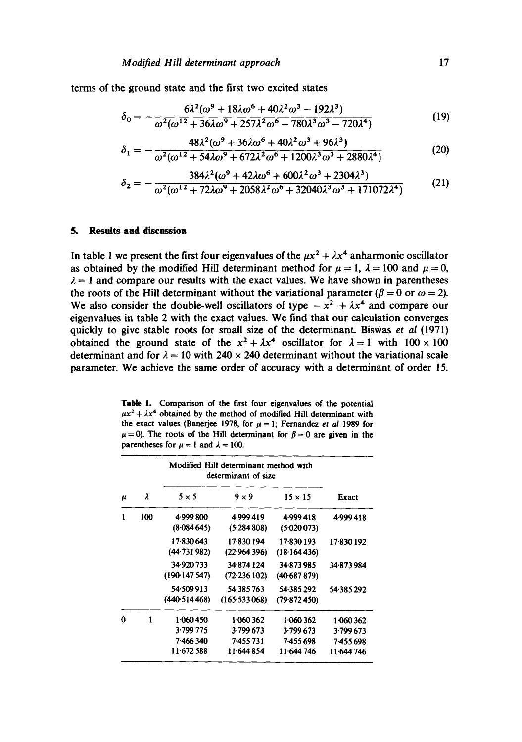terms of the ground state and the first two excited states

$$\delta_0 = -\frac{6\lambda^2(\omega^9 + 18\lambda\omega^6 + 40\lambda^2\omega^3 - 192\lambda^3)}{\omega^2(\omega^{12} + 36\lambda\omega^9 + 257\lambda^2\omega^6 - 780\lambda^3\omega^3 - 720\lambda^4)} \tag{19}$$

$$\delta_1 = -\frac{48\lambda^2(\omega^9 + 36\lambda\omega^6 + 40\lambda^2\omega^3 + 96\lambda^3)}{\omega^2(\omega^{12} + 54\lambda\omega^9 + 672\lambda^2\omega^6 + 1200\lambda^3\omega^3 + 2880\lambda^4)} \tag{20}$$

$$\delta_2 = -\frac{384\lambda^2(\omega^9 + 42\lambda\omega^6 + 600\lambda^2\omega^3 + 2304\lambda^3)}{\omega^2(\omega^{12} + 72\lambda\omega^9 + 2058\lambda^2\omega^6 + 32040\lambda^3\omega^3 + 171072\lambda^4)} \tag{21}$$

## 5. Results and discussion

In table 1 we present the first four eigenvalues of the $\mu x^2 + \lambda x^4$ anharmonic oscillator as obtained by the modified Hill determinant method for $\mu = 1$, $\lambda = 100$ and $\mu = 0$, $\lambda = 1$ and compare our results with the exact values. We have shown in parentheses the roots of the Hill determinant without the variational parameter ($\beta = 0$ or $\omega = 2$). We also consider the double-well oscillators of type $-x^2 + \lambda x^4$ and compare our eigenvalues in table 2 with the exact values. We find that our calculation converges quickly to give stable roots for small size of the determinant. Biswas *et al* (1971) obtained the ground state of the $x^2 + \lambda x^4$ oscillator for $\lambda = 1$ with $100 \times 100$ determinant and for $\lambda = 10$ with $240 \times 240$ determinant without the variational scale parameter. We achieve the same order of accuracy with a determinant of order 15.

**Table 1.** Comparison of the first four eigenvalues of the potential $\mu x^2 + \lambda x^4$ obtained by the method of modified Hill determinant with the exact values (Banerjee 1978, for $\mu = 1$; Fernandez *et al* 1989 for $\mu = 0$). The roots of the Hill determinant for $\beta = 0$ are given in the parentheses for $\mu = 1$ and $\lambda = 100$.

| $\mu$ | $\lambda$ | Modified Hill determinant method with determinant of size | | | Exact |
|---|---|---|---|---|---|
| | | $5 \times 5$ | $9 \times 9$ | $15 \times 15$ | |
| 1 | 100 | 4·999 800 | 4·999 419 | 4·999 418 | 4·999 418 |
| | | (8·084 645) | (5·284 808) | (5·020 073) | |
| | | 17·830 643 | 17·830 194 | 17·830 193 | 17·830 192 |
| | | (44·731 982) | (22·964 396) | (18·164 436) | |
| | | 34·920 733 | 34·874 124 | 34·873 985 | 34·873 984 |
| | | (190·147 547) | (72·236 102) | (40·687 879) | |
| | | 54·509 913 | 54·385 763 | 54·385 292 | 54·385 292 |
| | | (440·514 468) | (165·533 068) | (79·872 450) | |
| 0 | 1 | 1·060 450 | 1·060 362 | 1·060 362 | 1·060 362 |
| | | 3·799 775 | 3·799 673 | 3·799 673 | 3·799 673 |
| | | 7·466 340 | 7·455 731 | 7·455 698 | 7·455 698 |
| | | 11·672 588 | 11·644 854 | 11·644 746 | 11·644 746 |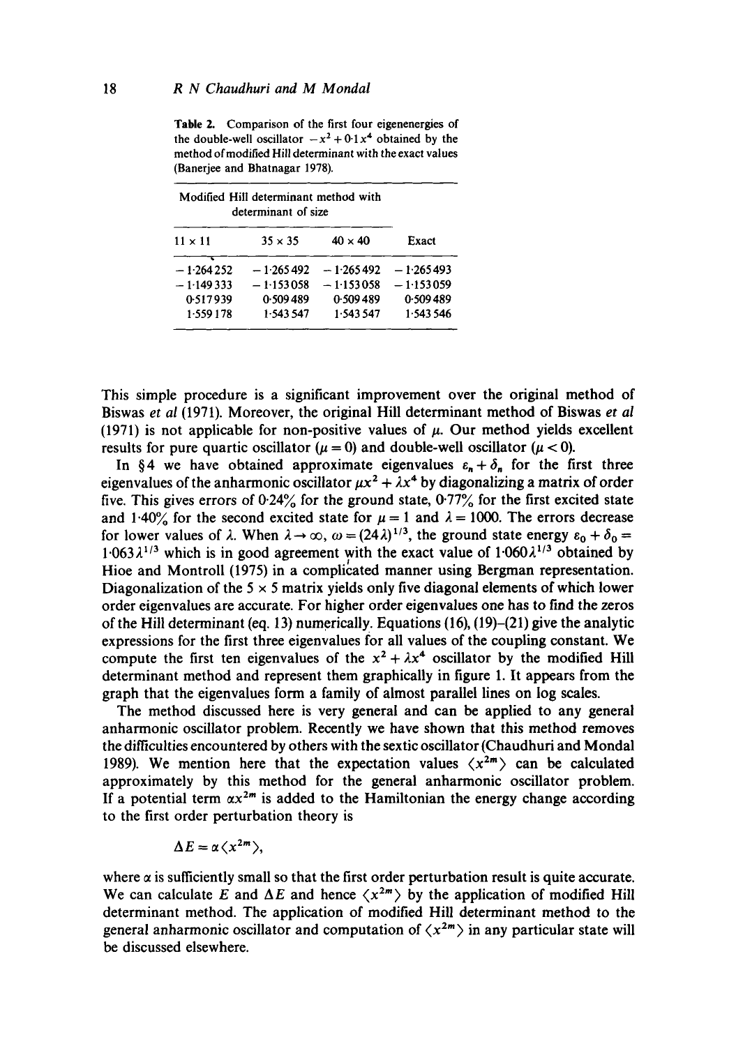**Table 2.** Comparison of the first four eigenenergies of the double-well oscillator $-x^2+0.1x^4$ obtained by the method of modified Hill determinant with the exact values (Banerjee and Bhatnagar 1978).

| Modified Hill determinant method with determinant of size | | | |
|---|---|---|---|
| $11\times 11$ | $35\times 35$ | $40\times 40$ | Exact |
| $-1.264252$ | $-1.265492$ | $-1.265492$ | $-1.265493$ |
| $-1.149333$ | $-1.153058$ | $-1.153058$ | $-1.153059$ |
| $0.517939$ | $0.509489$ | $0.509489$ | $0.509489$ |
| $1.559178$ | $1.543547$ | $1.543547$ | $1.543546$ |

This simple procedure is a significant improvement over the original method of Biswas *et al* (1971). Moreover, the original Hill determinant method of Biswas *et al* (1971) is not applicable for non-positive values of $\mu$. Our method yields excellent results for pure quartic oscillator ($\mu=0$) and double-well oscillator ($\mu<0$).

In §4 we have obtained approximate eigenvalues $\varepsilon_n+\delta_n$ for the first three eigenvalues of the anharmonic oscillator $\mu x^2+\lambda x^4$ by diagonalizing a matrix of order five. This gives errors of 0.24% for the ground state, 0.77% for the first excited state and 1.40% for the second excited state for $\mu=1$ and $\lambda=1000$. The errors decrease for lower values of $\lambda$. When $\lambda\to\infty$, $\omega=(24\lambda)^{1/3}$, the ground state energy $\varepsilon_0+\delta_0=1.063\lambda^{1/3}$ which is in good agreement with the exact value of $1.060\lambda^{1/3}$ obtained by Hioe and Montroll (1975) in a complicated manner using Bergman representation. Diagonalization of the $5\times 5$ matrix yields only five diagonal elements of which lower order eigenvalues are accurate. For higher order eigenvalues one has to find the zeros of the Hill determinant (eq. 13) numerically. Equations (16), (19)–(21) give the analytic expressions for the first three eigenvalues for all values of the coupling constant. We compute the first ten eigenvalues of the $x^2+\lambda x^4$ oscillator by the modified Hill determinant method and represent them graphically in figure 1. It appears from the graph that the eigenvalues form a family of almost parallel lines on log scales.

The method discussed here is very general and can be applied to any general anharmonic oscillator problem. Recently we have shown that this method removes the difficulties encountered by others with the sextic oscillator (Chaudhuri and Mondal 1989). We mention here that the expectation values $\langle x^{2m}\rangle$ can be calculated approximately by this method for the general anharmonic oscillator problem. If a potential term $\alpha x^{2m}$ is added to the Hamiltonian the energy change according to the first order perturbation theory is

$$\Delta E=\alpha\langle x^{2m}\rangle,$$

where $\alpha$ is sufficiently small so that the first order perturbation result is quite accurate. We can calculate $E$ and $\Delta E$ and hence $\langle x^{2m}\rangle$ by the application of modified Hill determinant method. The application of modified Hill determinant method to the general anharmonic oscillator and computation of $\langle x^{2m}\rangle$ in any particular state will be discussed elsewhere.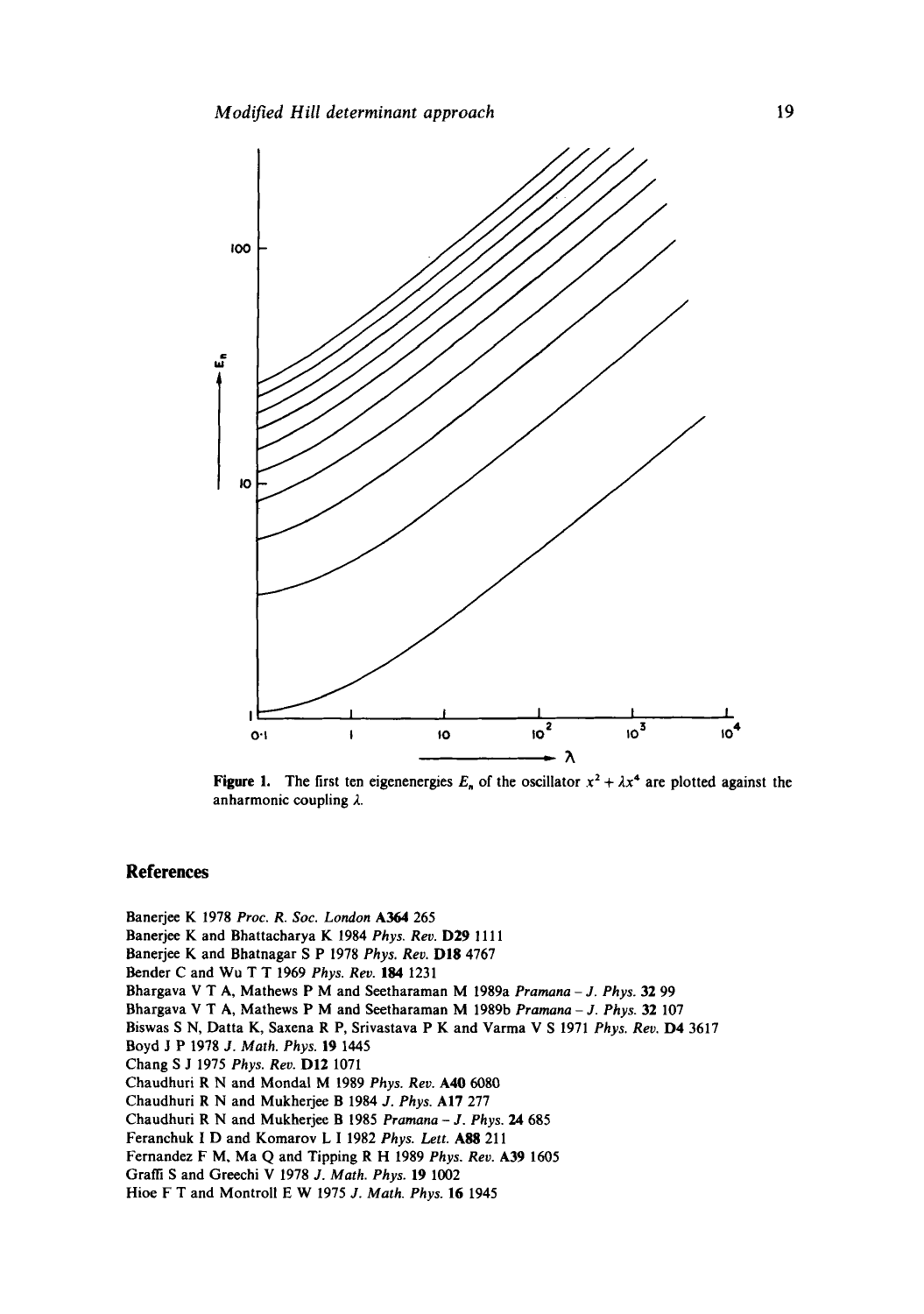**Figure 1.** The first ten eigenenergies $E_n$ of the oscillator $x^2 + \lambda x^4$ are plotted against the anharmonic coupling $\lambda$.

## References

Banerjee K 1978 *Proc. R. Soc. London* **A364** 265

Banerjee K and Bhattacharya K 1984 *Phys. Rev.* **D29** 1111

Banerjee K and Bhatnagar S P 1978 *Phys. Rev.* **D18** 4767

Bender C and Wu T T 1969 *Phys. Rev.* **184** 1231

Bhargava V T A, Mathews P M and Seetharaman M 1989a *Pramana – J. Phys.* **32** 99

Bhargava V T A, Mathews P M and Seetharaman M 1989b *Pramana – J. Phys.* **32** 107

Biswas S N, Datta K, Saxena R P, Srivastava P K and Varma V S 1971 *Phys. Rev.* **D4** 3617

Boyd J P 1978 *J. Math. Phys.* **19** 1445

Chang S J 1975 *Phys. Rev.* **D12** 1071

Chaudhuri R N and Mondal M 1989 *Phys. Rev.* **A40** 6080

Chaudhuri R N and Mukherjee B 1984 *J. Phys.* **A17** 277

Chaudhuri R N and Mukherjee B 1985 *Pramana – J. Phys.* **24** 685

Feranchuk I D and Komarov L I 1982 *Phys. Lett.* **A88** 211

Fernandez F M, Ma Q and Tipping R H 1989 *Phys. Rev.* **A39** 1605

Graffi S and Greechi V 1978 *J. Math. Phys.* **19** 1002

Hioe F T and Montroll E W 1975 *J. Math. Phys.* **16** 1945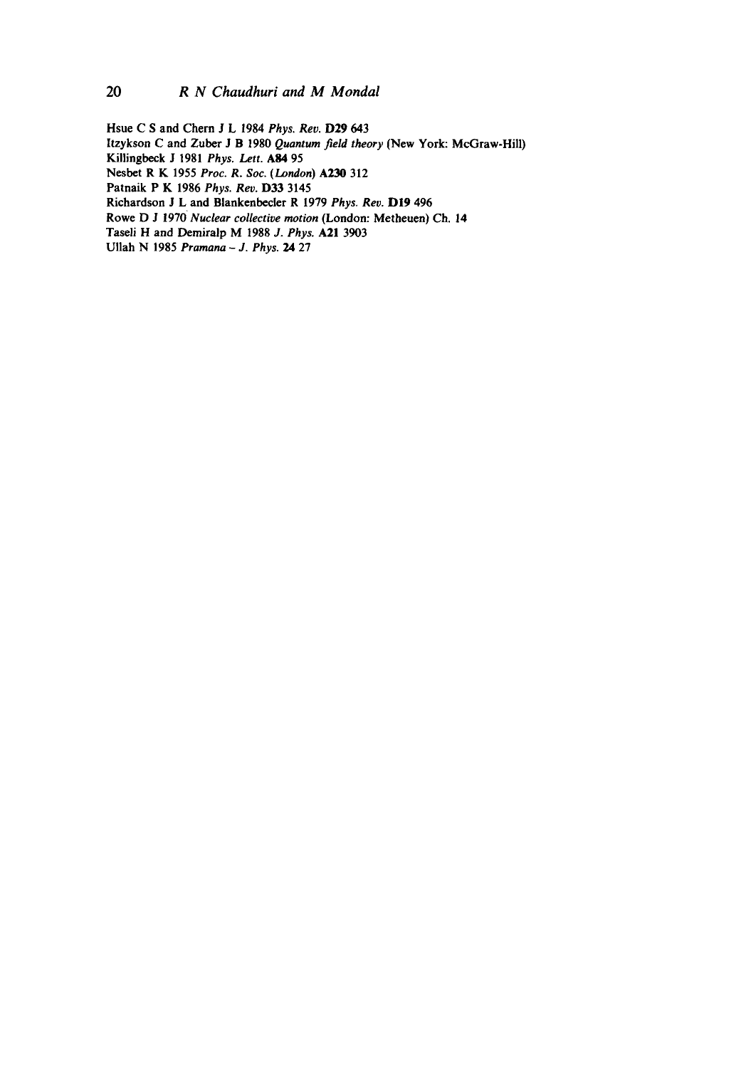Hsue C S and Chern J L 1984 *Phys. Rev.* **D29** 643
Itzykson C and Zuber J B 1980 *Quantum field theory* (New York: McGraw-Hill)
Killingbeck J 1981 *Phys. Lett.* **A84** 95
Nesbet R K 1955 *Proc. R. Soc. (London)* **A230** 312
Patnaik P K 1986 *Phys. Rev.* **D33** 3145
Richardson J L and Blankenbecler R 1979 *Phys. Rev.* **D19** 496
Rowe D J 1970 *Nuclear collective motion* (London: Metheuen) Ch. 14
Taseli H and Demiralp M 1988 *J. Phys.* **A21** 3903
Ullah N 1985 *Pramana – J. Phys.* **24** 27